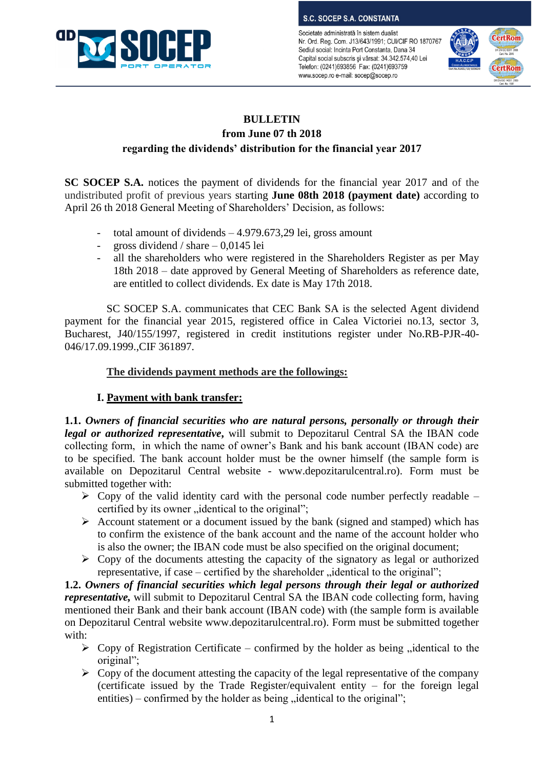S.C. SOCEP S.A. CONSTANTA

Societate administrată în sistem dualist
Nr. Ord. Reg. Com. J13/643/1991; CUI/CIF RO 1870767
Sediul social: Incinta Port Constanta, Dana 34
Capital social subscris şi vărsat: 34.342.574,40 Lei
Telefon: (0241)693856 Fax: (0241)693759
www.socep.ro e-mail: socep@socep.ro

**BULLETIN**
**from June 07 th 2018**
**regarding the dividends' distribution for the financial year 2017**

**SC SOCEP S.A.** notices the payment of dividends for the financial year 2017 and of the undistributed profit of previous years starting **June 08th 2018 (payment date)** according to April 26 th 2018 General Meeting of Shareholders' Decision, as follows:

- total amount of dividends – 4.979.673,29 lei, gross amount
- gross dividend / share – 0,0145 lei
- all the shareholders who were registered in the Shareholders Register as per May 18th 2018 – date approved by General Meeting of Shareholders as reference date, are entitled to collect dividends. Ex date is May 17th 2018.

SC SOCEP S.A. communicates that CEC Bank SA is the selected Agent dividend payment for the financial year 2015, registered office in Calea Victoriei no.13, sector 3, Bucharest, J40/155/1997, registered in credit institutions register under No.RB-PJR-40-046/17.09.1999.,CIF 361897.

**The dividends payment methods are the followings:**

**I. Payment with bank transfer:**

**1.1. *Owners of financial securities who are natural persons, personally or through their legal or authorized representative,*** will submit to Depozitarul Central SA the IBAN code collecting form, in which the name of owner's Bank and his bank account (IBAN code) are to be specified. The bank account holder must be the owner himself (the sample form is available on Depozitarul Central website - www.depozitarulcentral.ro). Form must be submitted together with:

- Copy of the valid identity card with the personal code number perfectly readable – certified by its owner „identical to the original";
- Account statement or a document issued by the bank (signed and stamped) which has to confirm the existence of the bank account and the name of the account holder who is also the owner; the IBAN code must be also specified on the original document;
- Copy of the documents attesting the capacity of the signatory as legal or authorized representative, if case – certified by the shareholder „identical to the original";

**1.2. *Owners of financial securities which legal persons through their legal or authorized representative,*** will submit to Depozitarul Central SA the IBAN code collecting form, having mentioned their Bank and their bank account (IBAN code) with (the sample form is available on Depozitarul Central website www.depozitarulcentral.ro). Form must be submitted together with:

- Copy of Registration Certificate – confirmed by the holder as being „identical to the original";
- Copy of the document attesting the capacity of the legal representative of the company (certificate issued by the Trade Register/equivalent entity – for the foreign legal entities) – confirmed by the holder as being „identical to the original";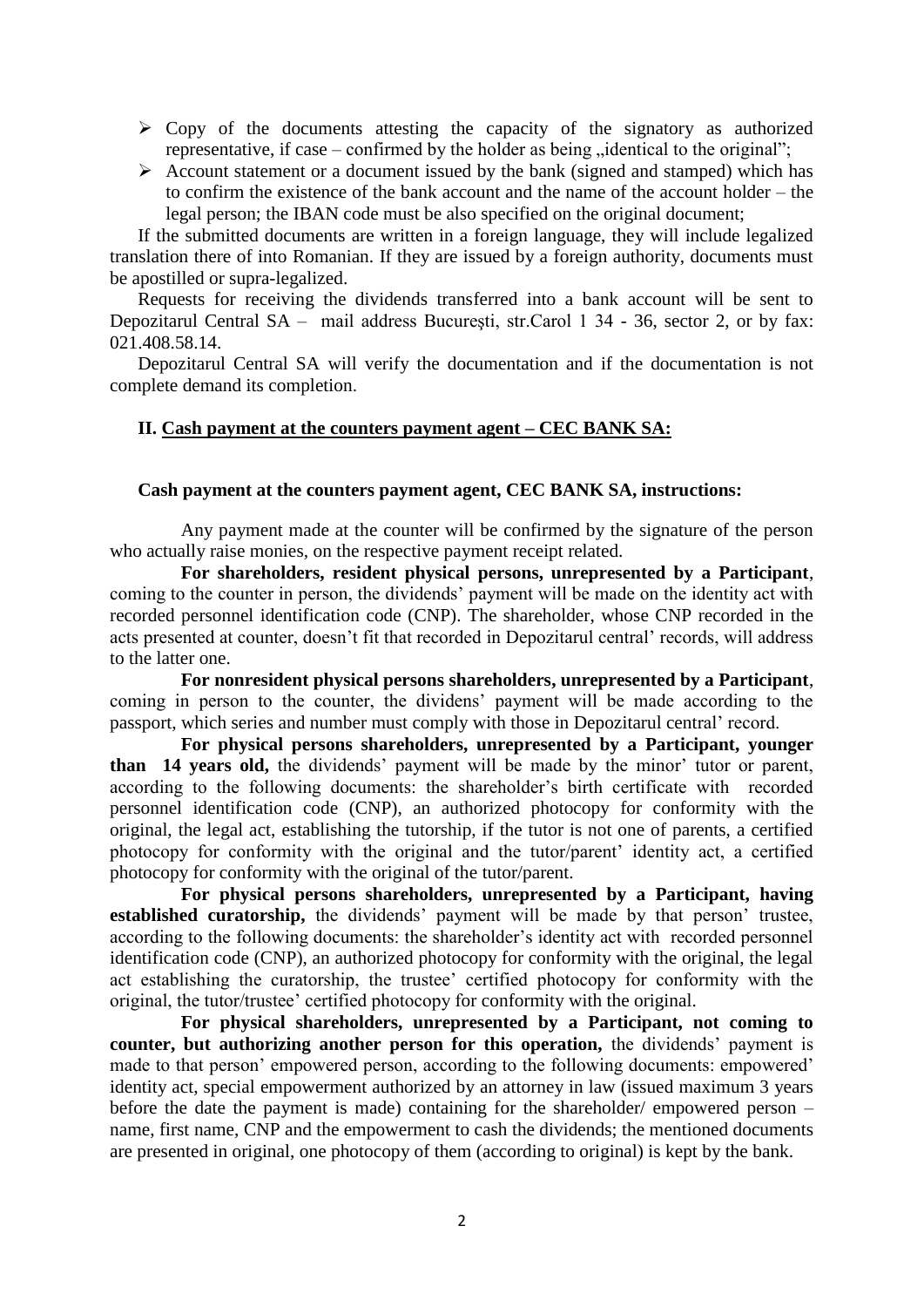- Copy of the documents attesting the capacity of the signatory as authorized representative, if case – confirmed by the holder as being „identical to the original";
- Account statement or a document issued by the bank (signed and stamped) which has to confirm the existence of the bank account and the name of the account holder – the legal person; the IBAN code must be also specified on the original document;

If the submitted documents are written in a foreign language, they will include legalized translation there of into Romanian. If they are issued by a foreign authority, documents must be apostilled or supra-legalized.

Requests for receiving the dividends transferred into a bank account will be sent to Depozitarul Central SA – mail address Bucureşti, str.Carol 1 34 - 36, sector 2, or by fax: 021.408.58.14.

Depozitarul Central SA will verify the documentation and if the documentation is not complete demand its completion.

**II. Cash payment at the counters payment agent – CEC BANK SA:**

**Cash payment at the counters payment agent, CEC BANK SA, instructions:**

Any payment made at the counter will be confirmed by the signature of the person who actually raise monies, on the respective payment receipt related.

**For shareholders, resident physical persons, unrepresented by a Participant**, coming to the counter in person, the dividends' payment will be made on the identity act with recorded personnel identification code (CNP). The shareholder, whose CNP recorded in the acts presented at counter, doesn't fit that recorded in Depozitarul central' records, will address to the latter one.

**For nonresident physical persons shareholders, unrepresented by a Participant**, coming in person to the counter, the divídens' payment will be made according to the passport, which series and number must comply with those in Depozitarul central' record.

**For physical persons shareholders, unrepresented by a Participant, younger than 14 years old,** the dividends' payment will be made by the minor' tutor or parent, according to the following documents: the shareholder's birth certificate with recorded personnel identification code (CNP), an authorized photocopy for conformity with the original, the legal act, establishing the tutorship, if the tutor is not one of parents, a certified photocopy for conformity with the original and the tutor/parent' identity act, a certified photocopy for conformity with the original of the tutor/parent.

**For physical persons shareholders, unrepresented by a Participant, having established curatorship,** the dividends' payment will be made by that person' trustee, according to the following documents: the shareholder's identity act with recorded personnel identification code (CNP), an authorized photocopy for conformity with the original, the legal act establishing the curatorship, the trustee' certified photocopy for conformity with the original, the tutor/trustee' certified photocopy for conformity with the original.

**For physical shareholders, unrepresented by a Participant, not coming to counter, but authorizing another person for this operation,** the dividends' payment is made to that person' empowered person, according to the following documents: empowered' identity act, special empowerment authorized by an attorney in law (issued maximum 3 years before the date the payment is made) containing for the shareholder/ empowered person – name, first name, CNP and the empowerment to cash the dividends; the mentioned documents are presented in original, one photocopy of them (according to original) is kept by the bank.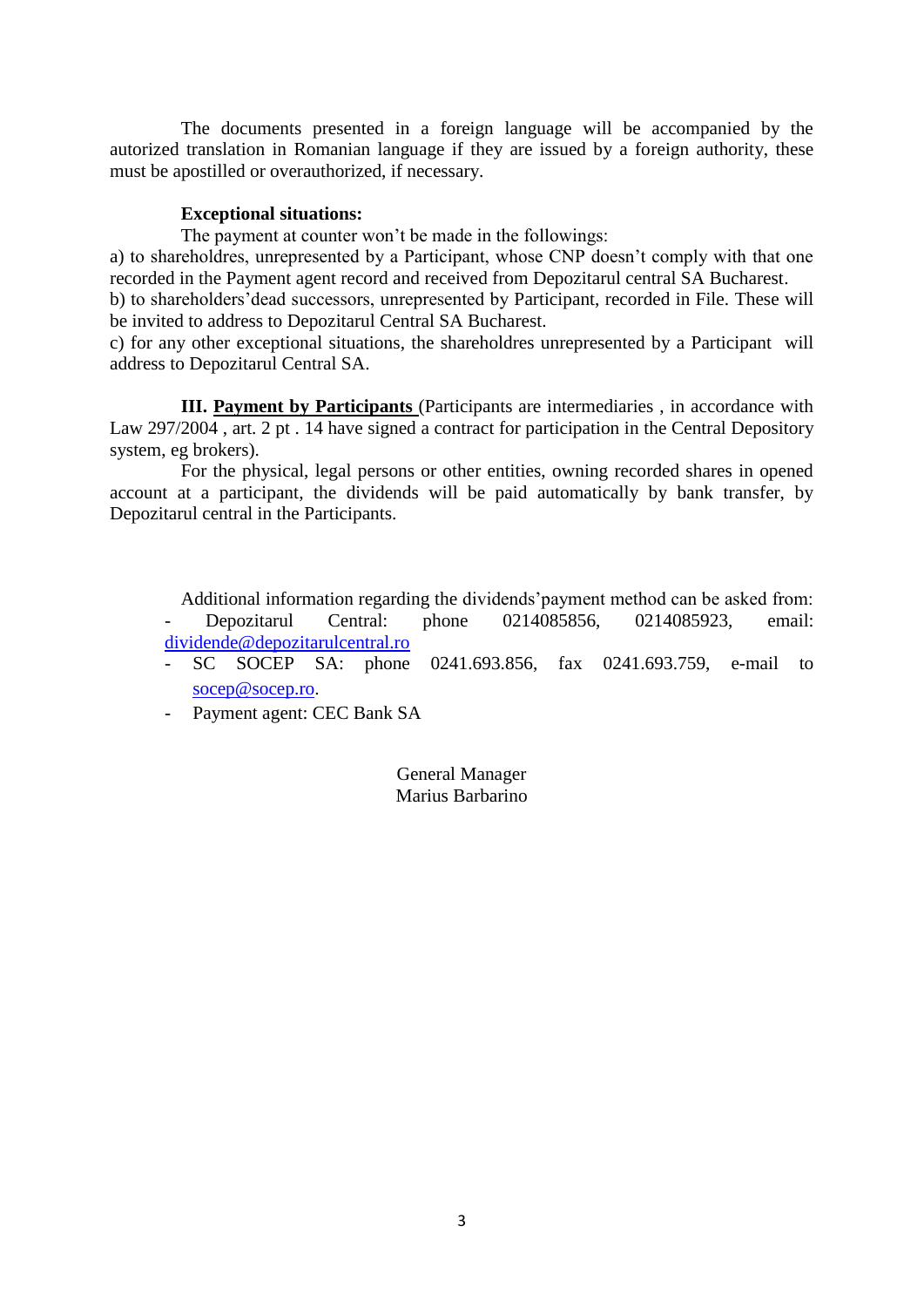The documents presented in a foreign language will be accompanied by the autorized translation in Romanian language if they are issued by a foreign authority, these must be apostilled or overauthorized, if necessary.

**Exceptional situations:**

The payment at counter won't be made in the followings:

a) to shareholdres, unrepresented by a Participant, whose CNP doesn't comply with that one recorded in the Payment agent record and received from Depozitarul central SA Bucharest.

b) to shareholders'dead successors, unrepresented by Participant, recorded in File. These will be invited to address to Depozitarul Central SA Bucharest.

c) for any other exceptional situations, the shareholdres unrepresented by a Participant will address to Depozitarul Central SA.

**III. <u>Payment by Participants</u>** (Participants are intermediaries , in accordance with Law 297/2004 , art. 2 pt . 14 have signed a contract for participation in the Central Depository system, eg brokers).

For the physical, legal persons or other entities, owning recorded shares in opened account at a participant, the dividends will be paid automatically by bank transfer, by Depozitarul central in the Participants.

Additional information regarding the dividends'payment method can be asked from:

- Depozitarul Central: phone 0214085856, 0214085923, email: dividende@depozitarulcentral.ro
- SC SOCEP SA: phone 0241.693.856, fax 0241.693.759, e-mail to socep@socep.ro.
- Payment agent: CEC Bank SA

General Manager
Marius Barbarino